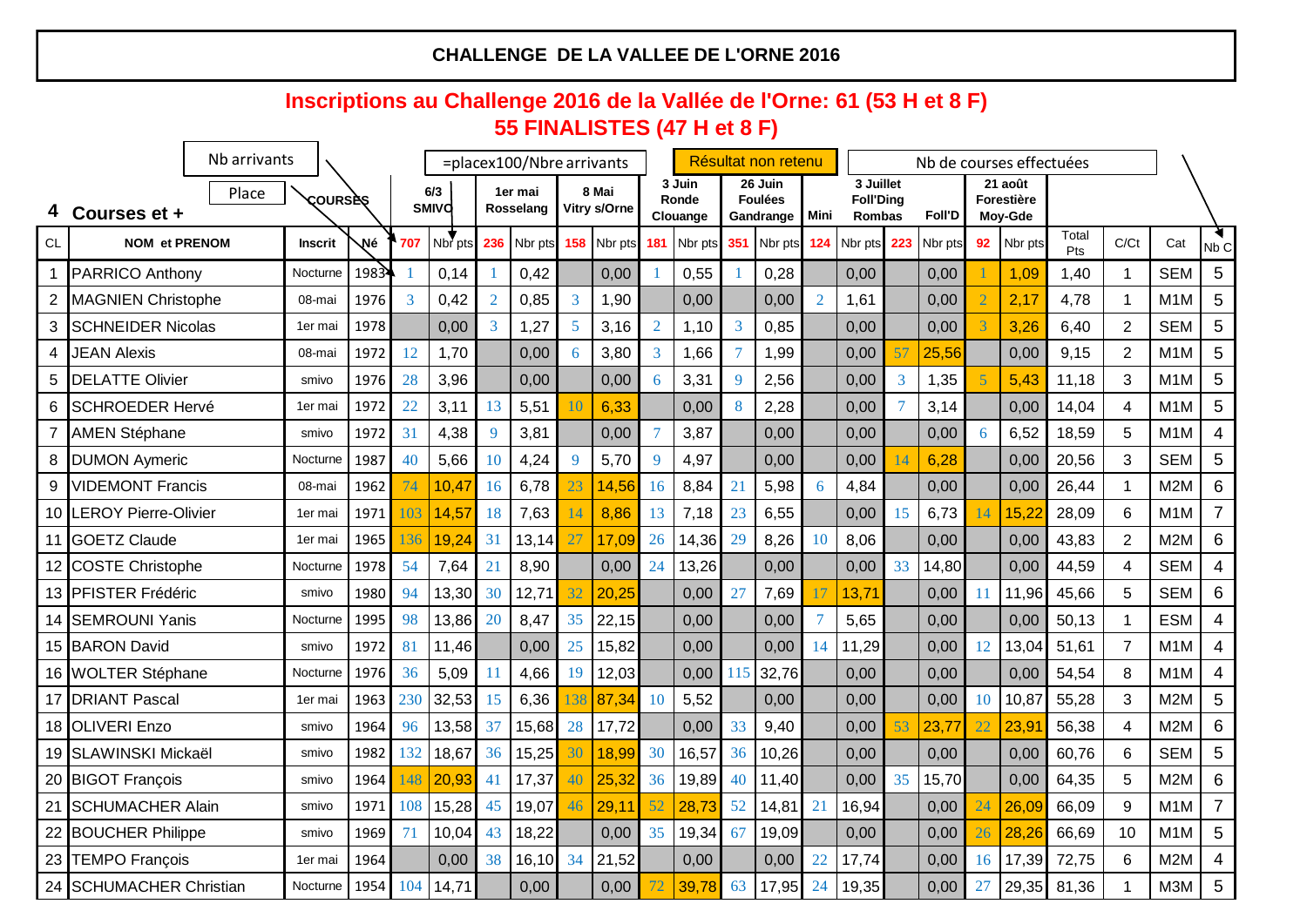# CHALLENGE DE LA VALLEE DE L'ORNE 2016

## Inscriptions au Challenge 2016 de la Vallée de l'Orne: 61 (53 H et 8 F)

## 55 FINALISTES (47 H et 8 F)

Nb arrivants — Place — =placex100/Nbre arrivants — Résultat non retenu — Nb de courses effectuées

**4 Courses et +**

| CL | NOM et PRENOM | Inscrit | Né | 6/3 SMIVO 707 | Nbr pts | 1er mai Rosselang 236 | Nbr pts | 8 Mai Vitry s/Orne 158 | Nbr pts | 3 Juin Ronde Clouange 181 | Nbr pts | 26 Juin Foulées Gandrange 351 | Nbr pts | Mini 124 | Nbr pts | 3 Juillet Foll'Ding Rombas 223 | Nbr pts (Foll'D) | 21 août Forestière Moy-Gde 92 | Nbr pts | Total Pts | C/Ct | Cat | Nb C |
|---|---|---|---|---|---|---|---|---|---|---|---|---|---|---|---|---|---|---|---|---|---|---|---|
| 1 | PARRICO Anthony | Nocturne | 1983 | 1 | 0,14 | 1 | 0,42 | | 0,00 | 1 | 0,55 | 1 | 0,28 | | 0,00 | | 0,00 | 1 | 1,09 | 1,40 | 1 | SEM | 5 |
| 2 | MAGNIEN Christophe | 08-mai | 1976 | 3 | 0,42 | 2 | 0,85 | 3 | 1,90 | | 0,00 | | 0,00 | 2 | 1,61 | | 0,00 | 2 | 2,17 | 4,78 | 1 | M1M | 5 |
| 3 | SCHNEIDER Nicolas | 1er mai | 1978 | | 0,00 | 3 | 1,27 | 5 | 3,16 | 2 | 1,10 | 3 | 0,85 | | 0,00 | | 0,00 | 3 | 3,26 | 6,40 | 2 | SEM | 5 |
| 4 | JEAN Alexis | 08-mai | 1972 | 12 | 1,70 | | 0,00 | 6 | 3,80 | 3 | 1,66 | 7 | 1,99 | | 0,00 | 57 | 25,56 | | 0,00 | 9,15 | 2 | M1M | 5 |
| 5 | DELATTE Olivier | smivo | 1976 | 28 | 3,96 | | 0,00 | | 0,00 | 6 | 3,31 | 9 | 2,56 | | 0,00 | 3 | 1,35 | 5 | 5,43 | 11,18 | 3 | M1M | 5 |
| 6 | SCHROEDER Hervé | 1er mai | 1972 | 22 | 3,11 | 13 | 5,51 | 10 | 6,33 | | 0,00 | 8 | 2,28 | | 0,00 | 7 | 3,14 | | 0,00 | 14,04 | 4 | M1M | 5 |
| 7 | AMEN Stéphane | smivo | 1972 | 31 | 4,38 | 9 | 3,81 | | 0,00 | 7 | 3,87 | | 0,00 | | 0,00 | | 0,00 | 6 | 6,52 | 18,59 | 5 | M1M | 4 |
| 8 | DUMON Aymeric | Nocturne | 1987 | 40 | 5,66 | 10 | 4,24 | 9 | 5,70 | 9 | 4,97 | | 0,00 | | 0,00 | 14 | 6,28 | | 0,00 | 20,56 | 3 | SEM | 5 |
| 9 | VIDEMONT Francis | 08-mai | 1962 | 74 | 10,47 | 16 | 6,78 | 23 | 14,56 | 16 | 8,84 | 21 | 5,98 | 6 | 4,84 | | 0,00 | | 0,00 | 26,44 | 1 | M2M | 6 |
| 10 | LEROY Pierre-Olivier | 1er mai | 1971 | 103 | 14,57 | 18 | 7,63 | 14 | 8,86 | 13 | 7,18 | 23 | 6,55 | | 0,00 | 15 | 6,73 | 14 | 15,22 | 28,09 | 6 | M1M | 7 |
| 11 | GOETZ Claude | 1er mai | 1965 | 136 | 19,24 | 31 | 13,14 | 27 | 17,09 | 26 | 14,36 | 29 | 8,26 | 10 | 8,06 | | 0,00 | | 0,00 | 43,83 | 2 | M2M | 6 |
| 12 | COSTE Christophe | Nocturne | 1978 | 54 | 7,64 | 21 | 8,90 | | 0,00 | 24 | 13,26 | | 0,00 | | 0,00 | 33 | 14,80 | | 0,00 | 44,59 | 4 | SEM | 4 |
| 13 | PFISTER Frédéric | smivo | 1980 | 94 | 13,30 | 30 | 12,71 | 32 | 20,25 | | 0,00 | 27 | 7,69 | 17 | 13,71 | | 0,00 | 11 | 11,96 | 45,66 | 5 | SEM | 6 |
| 14 | SEMROUNI Yanis | Nocturne | 1995 | 98 | 13,86 | 20 | 8,47 | 35 | 22,15 | | 0,00 | | 0,00 | 7 | 5,65 | | 0,00 | | 0,00 | 50,13 | 1 | ESM | 4 |
| 15 | BARON David | smivo | 1972 | 81 | 11,46 | | 0,00 | 25 | 15,82 | | 0,00 | | 0,00 | 14 | 11,29 | | 0,00 | 12 | 13,04 | 51,61 | 7 | M1M | 4 |
| 16 | WOLTER Stéphane | Nocturne | 1976 | 36 | 5,09 | 11 | 4,66 | 19 | 12,03 | | 0,00 | 115 | 32,76 | | 0,00 | | 0,00 | | 0,00 | 54,54 | 8 | M1M | 4 |
| 17 | DRIANT Pascal | 1er mai | 1963 | 230 | 32,53 | 15 | 6,36 | 138 | 87,34 | 10 | 5,52 | | 0,00 | | 0,00 | | 0,00 | 10 | 10,87 | 55,28 | 3 | M2M | 5 |
| 18 | OLIVERI Enzo | smivo | 1964 | 96 | 13,58 | 37 | 15,68 | 28 | 17,72 | | 0,00 | 33 | 9,40 | | 0,00 | 53 | 23,77 | 22 | 23,91 | 56,38 | 4 | M2M | 6 |
| 19 | SLAWINSKI Mickaël | smivo | 1982 | 132 | 18,67 | 36 | 15,25 | 30 | 18,99 | 30 | 16,57 | 36 | 10,26 | | 0,00 | | 0,00 | | 0,00 | 60,76 | 6 | SEM | 5 |
| 20 | BIGOT François | smivo | 1964 | 148 | 20,93 | 41 | 17,37 | 40 | 25,32 | 36 | 19,89 | 40 | 11,40 | | 0,00 | 35 | 15,70 | | 0,00 | 64,35 | 5 | M2M | 6 |
| 21 | SCHUMACHER Alain | smivo | 1971 | 108 | 15,28 | 45 | 19,07 | 46 | 29,11 | 52 | 28,73 | 52 | 14,81 | 21 | 16,94 | | 0,00 | 24 | 26,09 | 66,09 | 9 | M1M | 7 |
| 22 | BOUCHER Philippe | smivo | 1969 | 71 | 10,04 | 43 | 18,22 | | 0,00 | 35 | 19,34 | 67 | 19,09 | | 0,00 | | 0,00 | 26 | 28,26 | 66,69 | 10 | M1M | 5 |
| 23 | TEMPO François | 1er mai | 1964 | | 0,00 | 38 | 16,10 | 34 | 21,52 | | 0,00 | | 0,00 | 22 | 17,74 | | 0,00 | 16 | 17,39 | 72,75 | 6 | M2M | 4 |
| 24 | SCHUMACHER Christian | Nocturne | 1954 | 104 | 14,71 | | 0,00 | | 0,00 | 72 | 39,78 | 63 | 17,95 | 24 | 19,35 | | 0,00 | 27 | 29,35 | 81,36 | 1 | M3M | 5 |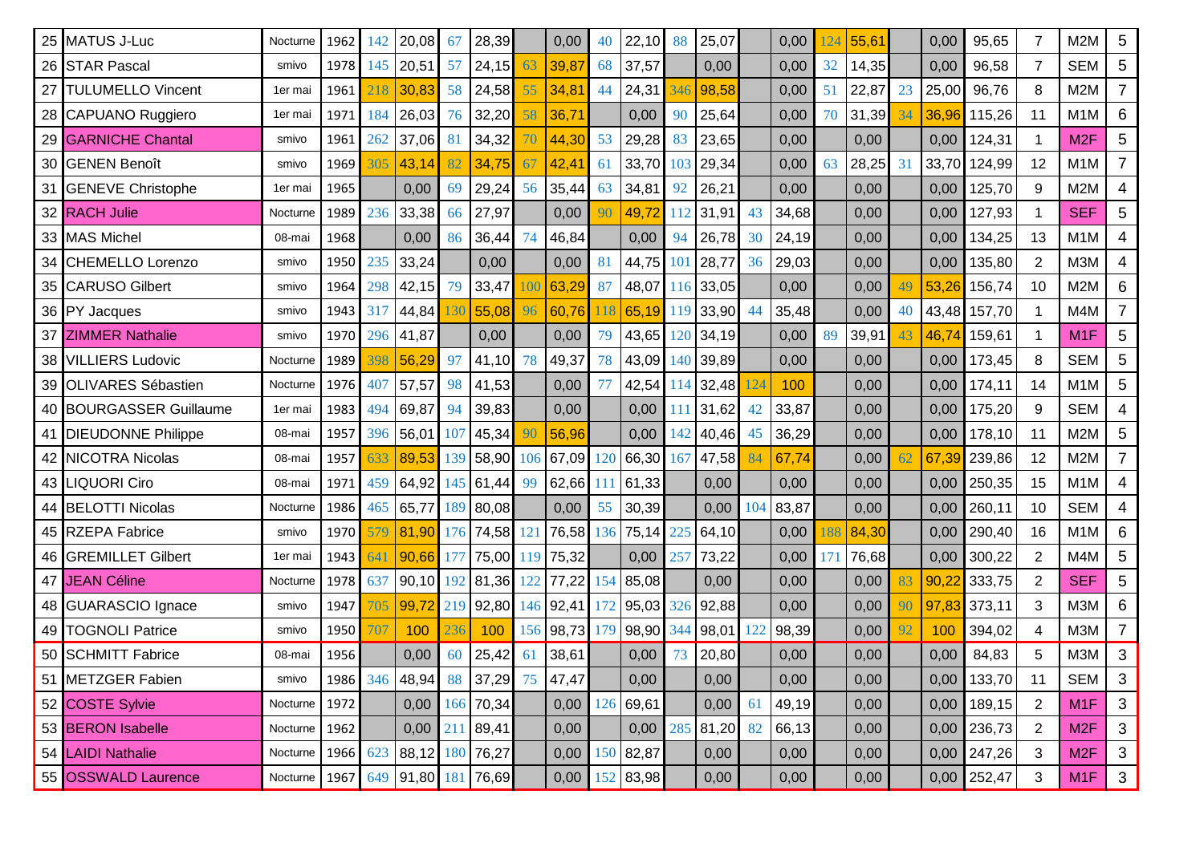| | | | | | | | | | | | | | | | | | | | | | | | |
|---|---|---|---|---|---|---|---|---|---|---|---|---|---|---|---|---|---|---|---|---|---|---|---|
| 25 | MATUS J-Luc | Nocturne | 1962 | 142 | 20,08 | 67 | 28,39 | | 0,00 | 40 | 22,10 | 88 | 25,07 | | 0,00 | 124 | 55,61 | | 0,00 | 95,65 | 7 | M2M | 5 |
| 26 | STAR Pascal | smivo | 1978 | 145 | 20,51 | 57 | 24,15 | 63 | 39,87 | 68 | 37,57 | | 0,00 | | 0,00 | 32 | 14,35 | | 0,00 | 96,58 | 7 | SEM | 5 |
| 27 | TULUMELLO Vincent | 1er mai | 1961 | 218 | 30,83 | 58 | 24,58 | 55 | 34,81 | 44 | 24,31 | 346 | 98,58 | | 0,00 | 51 | 22,87 | 23 | 25,00 | 96,76 | 8 | M2M | 7 |
| 28 | CAPUANO Ruggiero | 1er mai | 1971 | 184 | 26,03 | 76 | 32,20 | 58 | 36,71 | | 0,00 | 90 | 25,64 | | 0,00 | 70 | 31,39 | 34 | 36,96 | 115,26 | 11 | M1M | 6 |
| 29 | GARNICHE Chantal | smivo | 1961 | 262 | 37,06 | 81 | 34,32 | 70 | 44,30 | 53 | 29,28 | 83 | 23,65 | | 0,00 | | 0,00 | | 0,00 | 124,31 | 1 | M2F | 5 |
| 30 | GENEN Benoît | smivo | 1969 | 305 | 43,14 | 82 | 34,75 | 67 | 42,41 | 61 | 33,70 | 103 | 29,34 | | 0,00 | 63 | 28,25 | 31 | 33,70 | 124,99 | 12 | M1M | 7 |
| 31 | GENEVE Christophe | 1er mai | 1965 | | 0,00 | 69 | 29,24 | 56 | 35,44 | 63 | 34,81 | 92 | 26,21 | | 0,00 | | 0,00 | | 0,00 | 125,70 | 9 | M2M | 4 |
| 32 | RACH Julie | Nocturne | 1989 | 236 | 33,38 | 66 | 27,97 | | 0,00 | 90 | 49,72 | 112 | 31,91 | 43 | 34,68 | | 0,00 | | 0,00 | 127,93 | 1 | SEF | 5 |
| 33 | MAS Michel | 08-mai | 1968 | | 0,00 | 86 | 36,44 | 74 | 46,84 | | 0,00 | 94 | 26,78 | 30 | 24,19 | | 0,00 | | 0,00 | 134,25 | 13 | M1M | 4 |
| 34 | CHEMELLO Lorenzo | smivo | 1950 | 235 | 33,24 | | 0,00 | | 0,00 | 81 | 44,75 | 101 | 28,77 | 36 | 29,03 | | 0,00 | | 0,00 | 135,80 | 2 | M3M | 4 |
| 35 | CARUSO Gilbert | smivo | 1964 | 298 | 42,15 | 79 | 33,47 | 100 | 63,29 | 87 | 48,07 | 116 | 33,05 | | 0,00 | | 0,00 | 49 | 53,26 | 156,74 | 10 | M2M | 6 |
| 36 | PY Jacques | smivo | 1943 | 317 | 44,84 | 130 | 55,08 | 96 | 60,76 | 118 | 65,19 | 119 | 33,90 | 44 | 35,48 | | 0,00 | 40 | 43,48 | 157,70 | 1 | M4M | 7 |
| 37 | ZIMMER Nathalie | smivo | 1970 | 296 | 41,87 | | 0,00 | | 0,00 | 79 | 43,65 | 120 | 34,19 | | 0,00 | 89 | 39,91 | 43 | 46,74 | 159,61 | 1 | M1F | 5 |
| 38 | VILLIERS Ludovic | Nocturne | 1989 | 398 | 56,29 | 97 | 41,10 | 78 | 49,37 | 78 | 43,09 | 140 | 39,89 | | 0,00 | | 0,00 | | 0,00 | 173,45 | 8 | SEM | 5 |
| 39 | OLIVARES Sébastien | Nocturne | 1976 | 407 | 57,57 | 98 | 41,53 | | 0,00 | 77 | 42,54 | 114 | 32,48 | 124 | 100 | | 0,00 | | 0,00 | 174,11 | 14 | M1M | 5 |
| 40 | BOURGASSER Guillaume | 1er mai | 1983 | 494 | 69,87 | 94 | 39,83 | | 0,00 | | 0,00 | 111 | 31,62 | 42 | 33,87 | | 0,00 | | 0,00 | 175,20 | 9 | SEM | 4 |
| 41 | DIEUDONNE Philippe | 08-mai | 1957 | 396 | 56,01 | 107 | 45,34 | 90 | 56,96 | | 0,00 | 142 | 40,46 | 45 | 36,29 | | 0,00 | | 0,00 | 178,10 | 11 | M2M | 5 |
| 42 | NICOTRA Nicolas | 08-mai | 1957 | 633 | 89,53 | 139 | 58,90 | 106 | 67,09 | 120 | 66,30 | 167 | 47,58 | 84 | 67,74 | | 0,00 | 62 | 67,39 | 239,86 | 12 | M2M | 7 |
| 43 | LIQUORI Ciro | 08-mai | 1971 | 459 | 64,92 | 145 | 61,44 | 99 | 62,66 | 111 | 61,33 | | 0,00 | | 0,00 | | 0,00 | | 0,00 | 250,35 | 15 | M1M | 4 |
| 44 | BELOTTI Nicolas | Nocturne | 1986 | 465 | 65,77 | 189 | 80,08 | | 0,00 | 55 | 30,39 | | 0,00 | 104 | 83,87 | | 0,00 | | 0,00 | 260,11 | 10 | SEM | 4 |
| 45 | RZEPA Fabrice | smivo | 1970 | 579 | 81,90 | 176 | 74,58 | 121 | 76,58 | 136 | 75,14 | 225 | 64,10 | | 0,00 | 188 | 84,30 | | 0,00 | 290,40 | 16 | M1M | 6 |
| 46 | GREMILLET Gilbert | 1er mai | 1943 | 641 | 90,66 | 177 | 75,00 | 119 | 75,32 | | 0,00 | 257 | 73,22 | | 0,00 | 171 | 76,68 | | 0,00 | 300,22 | 2 | M4M | 5 |
| 47 | JEAN Céline | Nocturne | 1978 | 637 | 90,10 | 192 | 81,36 | 122 | 77,22 | 154 | 85,08 | | 0,00 | | 0,00 | | 0,00 | 83 | 90,22 | 333,75 | 2 | SEF | 5 |
| 48 | GUARASCIO Ignace | smivo | 1947 | 705 | 99,72 | 219 | 92,80 | 146 | 92,41 | 172 | 95,03 | 326 | 92,88 | | 0,00 | | 0,00 | 90 | 97,83 | 373,11 | 3 | M3M | 6 |
| 49 | TOGNOLI Patrice | smivo | 1950 | 707 | 100 | 236 | 100 | 156 | 98,73 | 179 | 98,90 | 344 | 98,01 | 122 | 98,39 | | 0,00 | 92 | 100 | 394,02 | 4 | M3M | 7 |
| 50 | SCHMITT Fabrice | 08-mai | 1956 | | 0,00 | 60 | 25,42 | 61 | 38,61 | | 0,00 | 73 | 20,80 | | 0,00 | | 0,00 | | 0,00 | 84,83 | 5 | M3M | 3 |
| 51 | METZGER Fabien | smivo | 1986 | 346 | 48,94 | 88 | 37,29 | 75 | 47,47 | | 0,00 | | 0,00 | | 0,00 | | 0,00 | | 0,00 | 133,70 | 11 | SEM | 3 |
| 52 | COSTE Sylvie | Nocturne | 1972 | | 0,00 | 166 | 70,34 | | 0,00 | 126 | 69,61 | | 0,00 | 61 | 49,19 | | 0,00 | | 0,00 | 189,15 | 2 | M1F | 3 |
| 53 | BERON Isabelle | Nocturne | 1962 | | 0,00 | 211 | 89,41 | | 0,00 | | 0,00 | 285 | 81,20 | 82 | 66,13 | | 0,00 | | 0,00 | 236,73 | 2 | M2F | 3 |
| 54 | LAIDI Nathalie | Nocturne | 1966 | 623 | 88,12 | 180 | 76,27 | | 0,00 | 150 | 82,87 | | 0,00 | | 0,00 | | 0,00 | | 0,00 | 247,26 | 3 | M2F | 3 |
| 55 | OSSWALD Laurence | Nocturne | 1967 | 649 | 91,80 | 181 | 76,69 | | 0,00 | 152 | 83,98 | | 0,00 | | 0,00 | | 0,00 | | 0,00 | 252,47 | 3 | M1F | 3 |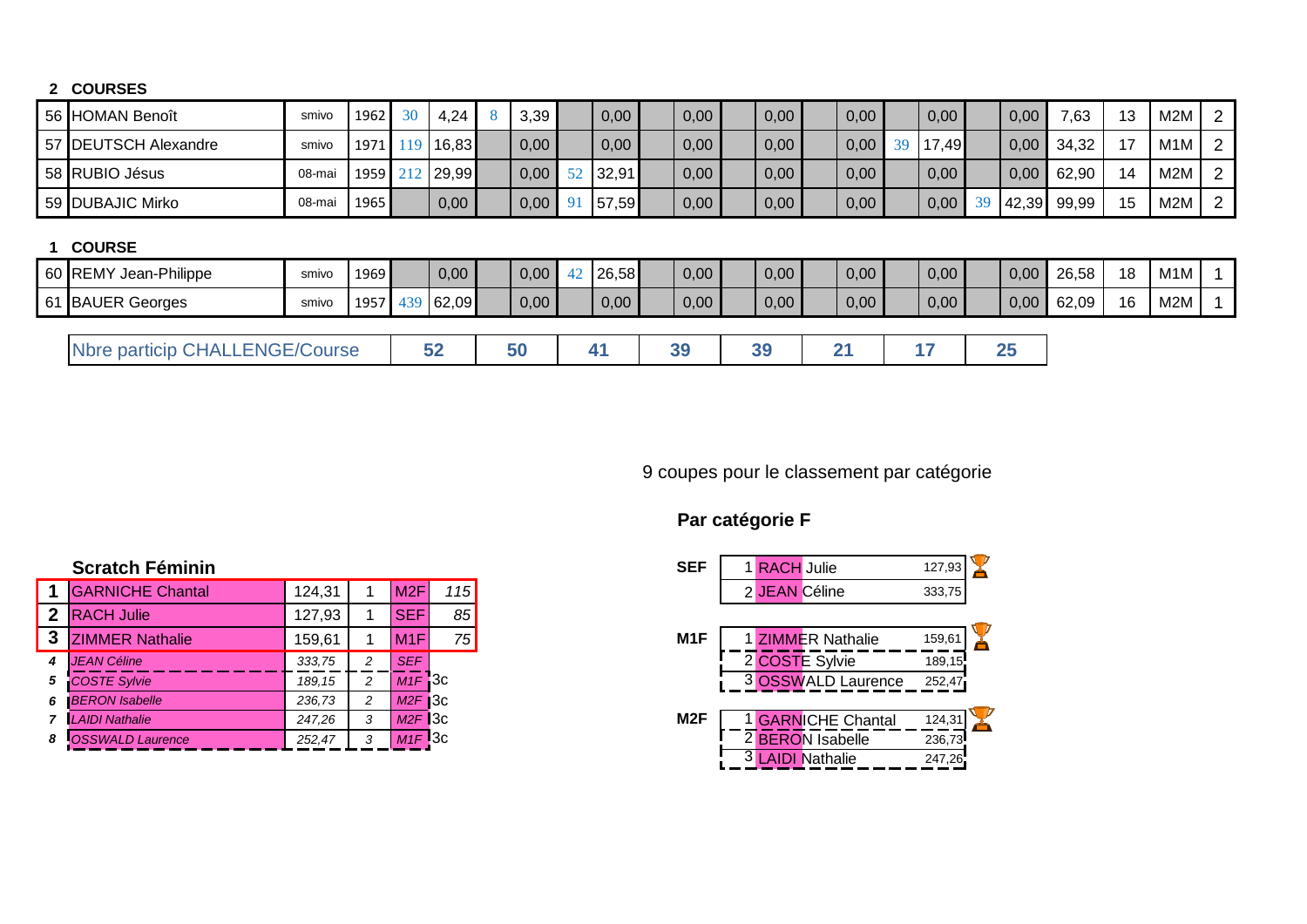**2 COURSES**

| | | | | | | | | | | | | | | | | | | | | | | | |
|---|---|---|---|---|---|---|---|---|---|---|---|---|---|---|---|---|---|---|---|---|---|---|---|
| 56 | HOMAN Benoît | smivo | 1962 | 30 | 4,24 | 8 | 3,39 | | 0,00 | | 0,00 | | 0,00 | | 0,00 | | 0,00 | | 0,00 | 7,63 | 13 | M2M | 2 |
| 57 | DEUTSCH Alexandre | smivo | 1971 | 119 | 16,83 | | 0,00 | | 0,00 | | 0,00 | | 0,00 | | 0,00 | 39 | 17,49 | | 0,00 | 34,32 | 17 | M1M | 2 |
| 58 | RUBIO Jésus | 08-mai | 1959 | 212 | 29,99 | | 0,00 | 52 | 32,91 | | 0,00 | | 0,00 | | 0,00 | | 0,00 | | 0,00 | 62,90 | 14 | M2M | 2 |
| 59 | DUBAJIC Mirko | 08-mai | 1965 | | 0,00 | | 0,00 | 91 | 57,59 | | 0,00 | | 0,00 | | 0,00 | | 0,00 | 39 | 42,39 | 99,99 | 15 | M2M | 2 |

**1 COURSE**

| | | | | | | | | | | | | | | | | | | | | | | | |
|---|---|---|---|---|---|---|---|---|---|---|---|---|---|---|---|---|---|---|---|---|---|---|---|
| 60 | REMY Jean-Philippe | smivo | 1969 | | 0,00 | | 0,00 | 42 | 26,58 | | 0,00 | | 0,00 | | 0,00 | | 0,00 | | 0,00 | 26,58 | 18 | M1M | 1 |
| 61 | BAUER Georges | smivo | 1957 | 439 | 62,09 | | 0,00 | | 0,00 | | 0,00 | | 0,00 | | 0,00 | | 0,00 | | 0,00 | 62,09 | 16 | M2M | 1 |

| Nbre particip CHALLENGE/Course | 52 | 50 | 41 | 39 | 39 | 21 | 17 | 25 |
|---|---|---|---|---|---|---|---|---|

9 coupes pour le classement par catégorie

**Scratch Féminin**

| | | | | | |
|---|---|---|---|---|---|
| 1 | GARNICHE Chantal | 124,31 | 1 | M2F | 115 |
| 2 | RACH Julie | 127,93 | 1 | SEF | 85 |
| 3 | ZIMMER Nathalie | 159,61 | 1 | M1F | 75 |
| *4* | *JEAN Céline* | *333,75* | *2* | *SEF* | |
| *5* | *COSTE Sylvie* | *189,15* | *2* | *M1F* | 3c |
| *6* | *BERON Isabelle* | *236,73* | *2* | *M2F* | 3c |
| *7* | *LAIDI Nathalie* | *247,26* | *3* | *M2F* | 3c |
| *8* | *OSSWALD Laurence* | *252,47* | *3* | *M1F* | 3c |

**Par catégorie F**

| Cat. | | | |
|---|---|---|---|
| SEF | 1 | RACH Julie | 127,93 |
| | 2 | JEAN Céline | 333,75 |
| M1F | 1 | ZIMMER Nathalie | 159,61 |
| | 2 | COSTE Sylvie | 189,15 |
| | 3 | OSSWALD Laurence | 252,47 |
| M2F | 1 | GARNICHE Chantal | 124,31 |
| | 2 | BERON Isabelle | 236,73 |
| | 3 | LAIDI Nathalie | 247,26 |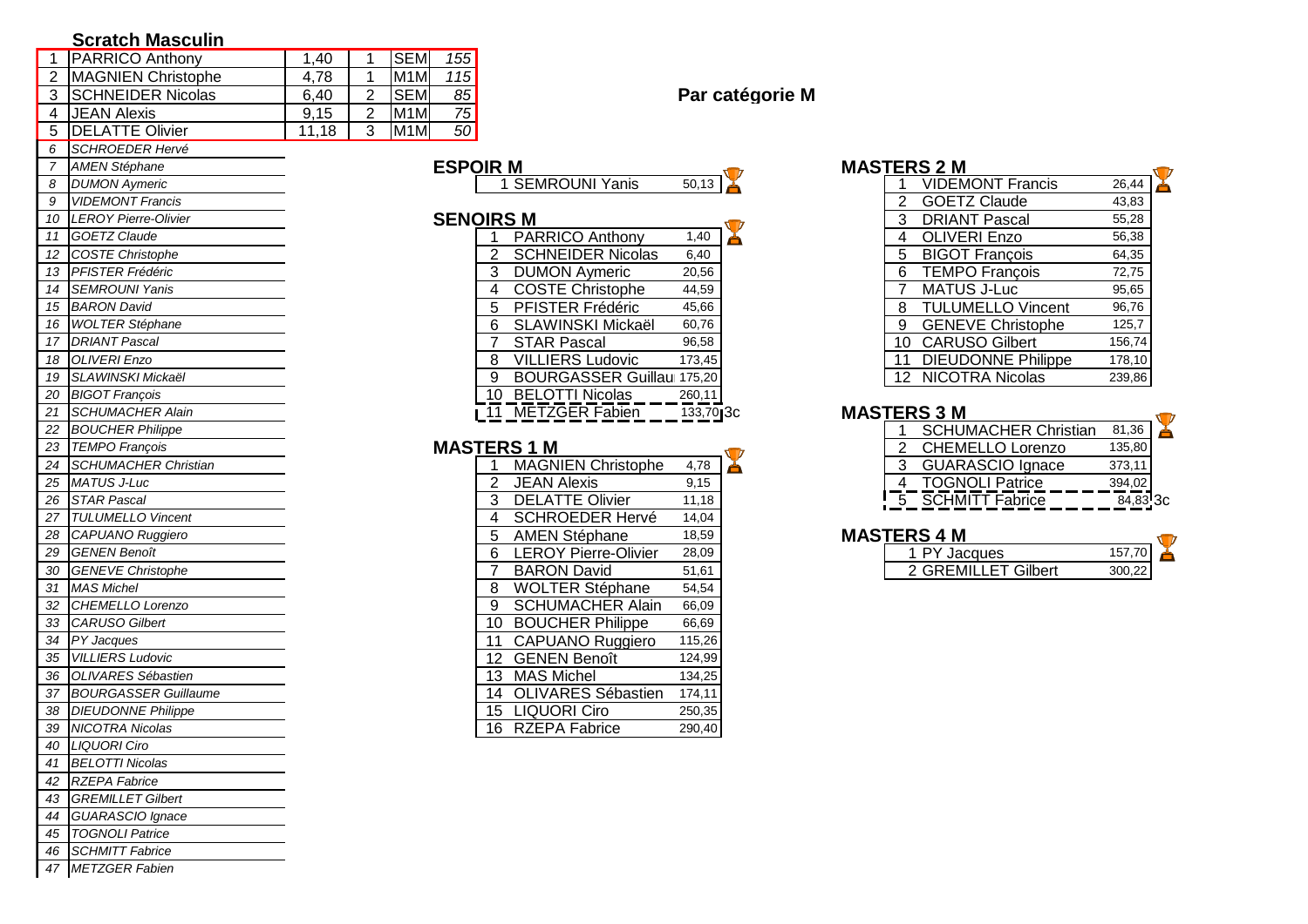## Scratch Masculin

| | | | | | |
|---|---|---|---|---|---|
| 1 | PARRICO Anthony | 1,40 | 1 | SEM | 155 |
| 2 | MAGNIEN Christophe | 4,78 | 1 | M1M | 115 |
| 3 | SCHNEIDER Nicolas | 6,40 | 2 | SEM | 85 |
| 4 | JEAN Alexis | 9,15 | 2 | M1M | 75 |
| 5 | DELATTE Olivier | 11,18 | 3 | M1M | 50 |
| 6 | *SCHROEDER Hervé* | | | | |
| 7 | *AMEN Stéphane* | | | | |
| 8 | *DUMON Aymeric* | | | | |
| 9 | *VIDEMONT Francis* | | | | |
| 10 | *LEROY Pierre-Olivier* | | | | |
| 11 | *GOETZ Claude* | | | | |
| 12 | *COSTE Christophe* | | | | |
| 13 | *PFISTER Frédéric* | | | | |
| 14 | *SEMROUNI Yanis* | | | | |
| 15 | *BARON David* | | | | |
| 16 | *WOLTER Stéphane* | | | | |
| 17 | *DRIANT Pascal* | | | | |
| 18 | *OLIVERI Enzo* | | | | |
| 19 | *SLAWINSKI Mickaël* | | | | |
| 20 | *BIGOT François* | | | | |
| 21 | *SCHUMACHER Alain* | | | | |
| 22 | *BOUCHER Philippe* | | | | |
| 23 | *TEMPO François* | | | | |
| 24 | *SCHUMACHER Christian* | | | | |
| 25 | *MATUS J-Luc* | | | | |
| 26 | *STAR Pascal* | | | | |
| 27 | *TULUMELLO Vincent* | | | | |
| 28 | *CAPUANO Ruggiero* | | | | |
| 29 | *GENEN Benoît* | | | | |
| 30 | *GENEVE Christophe* | | | | |
| 31 | *MAS Michel* | | | | |
| 32 | *CHEMELLO Lorenzo* | | | | |
| 33 | *CARUSO Gilbert* | | | | |
| 34 | *PY Jacques* | | | | |
| 35 | *VILLIERS Ludovic* | | | | |
| 36 | *OLIVARES Sébastien* | | | | |
| 37 | *BOURGASSER Guillaume* | | | | |
| 38 | *DIEUDONNE Philippe* | | | | |
| 39 | *NICOTRA Nicolas* | | | | |
| 40 | *LIQUORI Ciro* | | | | |
| 41 | *BELOTTI Nicolas* | | | | |
| 42 | *RZEPA Fabrice* | | | | |
| 43 | *GREMILLET Gilbert* | | | | |
| 44 | *GUARASCIO Ignace* | | | | |
| 45 | *TOGNOLI Patrice* | | | | |
| 46 | *SCHMITT Fabrice* | | | | |
| 47 | *METZGER Fabien* | | | | |

## Par catégorie M

### ESPOIR M

| | | |
|---|---|---|
| 1 | SEMROUNI Yanis | 50,13 |

### SENOIRS M

| | | | |
|---|---|---|---|
| 1 | PARRICO Anthony | 1,40 | |
| 2 | SCHNEIDER Nicolas | 6,40 | |
| 3 | DUMON Aymeric | 20,56 | |
| 4 | COSTE Christophe | 44,59 | |
| 5 | PFISTER Frédéric | 45,66 | |
| 6 | SLAWINSKI Mickaël | 60,76 | |
| 7 | STAR Pascal | 96,58 | |
| 8 | VILLIERS Ludovic | 173,45 | |
| 9 | BOURGASSER Guillau | 175,20 | |
| 10 | BELOTTI Nicolas | 260,11 | |
| 11 | METZGER Fabien | 133,70 | 3c |

### MASTERS 1 M

| | | |
|---|---|---|
| 1 | MAGNIEN Christophe | 4,78 |
| 2 | JEAN Alexis | 9,15 |
| 3 | DELATTE Olivier | 11,18 |
| 4 | SCHROEDER Hervé | 14,04 |
| 5 | AMEN Stéphane | 18,59 |
| 6 | LEROY Pierre-Olivier | 28,09 |
| 7 | BARON David | 51,61 |
| 8 | WOLTER Stéphane | 54,54 |
| 9 | SCHUMACHER Alain | 66,09 |
| 10 | BOUCHER Philippe | 66,69 |
| 11 | CAPUANO Ruggiero | 115,26 |
| 12 | GENEN Benoît | 124,99 |
| 13 | MAS Michel | 134,25 |
| 14 | OLIVARES Sébastien | 174,11 |
| 15 | LIQUORI Ciro | 250,35 |
| 16 | RZEPA Fabrice | 290,40 |

### MASTERS 2 M

| | | |
|---|---|---|
| 1 | VIDEMONT Francis | 26,44 |
| 2 | GOETZ Claude | 43,83 |
| 3 | DRIANT Pascal | 55,28 |
| 4 | OLIVERI Enzo | 56,38 |
| 5 | BIGOT François | 64,35 |
| 6 | TEMPO François | 72,75 |
| 7 | MATUS J-Luc | 95,65 |
| 8 | TULUMELLO Vincent | 96,76 |
| 9 | GENEVE Christophe | 125,7 |
| 10 | CARUSO Gilbert | 156,74 |
| 11 | DIEUDONNE Philippe | 178,10 |
| 12 | NICOTRA Nicolas | 239,86 |

### MASTERS 3 M

| | | | |
|---|---|---|---|
| 1 | SCHUMACHER Christian | 81,36 | |
| 2 | CHEMELLO Lorenzo | 135,80 | |
| 3 | GUARASCIO Ignace | 373,11 | |
| 4 | TOGNOLI Patrice | 394,02 | |
| 5 | SCHMITT Fabrice | 84,83 | 3c |

### MASTERS 4 M

| | | |
|---|---|---|
| 1 | PY Jacques | 157,70 |
| 2 | GREMILLET Gilbert | 300,22 |